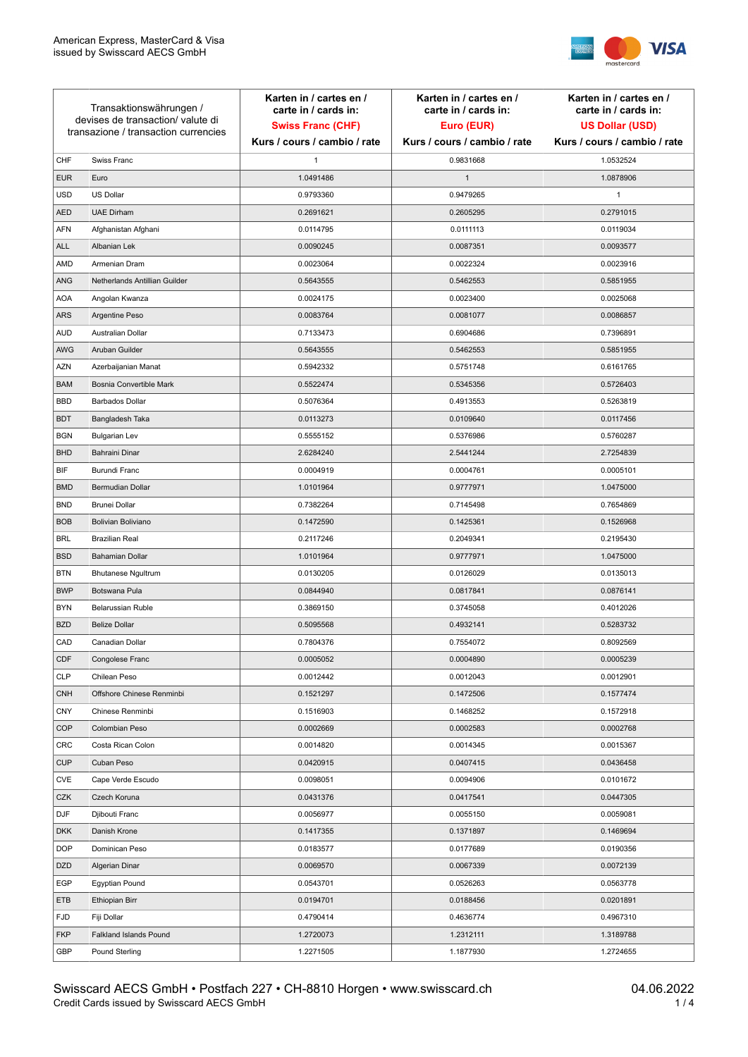American Express, MasterCard & Visa
issued by Swisscard AECS GmbH

| Transaktionswährungen / devises de transaction/ valute di transazione / transaction currencies | | Karten in / cartes en / carte in / cards in: **Swiss Franc (CHF)** Kurs / cours / cambio / rate | Karten in / cartes en / carte in / cards in: **Euro (EUR)** Kurs / cours / cambio / rate | Karten in / cartes en / carte in / cards in: **US Dollar (USD)** Kurs / cours / cambio / rate |
|---|---|---|---|---|
| CHF | Swiss Franc | 1 | 0.9831668 | 1.0532524 |
| EUR | Euro | 1.0491486 | 1 | 1.0878906 |
| USD | US Dollar | 0.9793360 | 0.9479265 | 1 |
| AED | UAE Dirham | 0.2691621 | 0.2605295 | 0.2791015 |
| AFN | Afghanistan Afghani | 0.0114795 | 0.0111113 | 0.0119034 |
| ALL | Albanian Lek | 0.0090245 | 0.0087351 | 0.0093577 |
| AMD | Armenian Dram | 0.0023064 | 0.0022324 | 0.0023916 |
| ANG | Netherlands Antillian Guilder | 0.5643555 | 0.5462553 | 0.5851955 |
| AOA | Angolan Kwanza | 0.0024175 | 0.0023400 | 0.0025068 |
| ARS | Argentine Peso | 0.0083764 | 0.0081077 | 0.0086857 |
| AUD | Australian Dollar | 0.7133473 | 0.6904686 | 0.7396891 |
| AWG | Aruban Guilder | 0.5643555 | 0.5462553 | 0.5851955 |
| AZN | Azerbaijanian Manat | 0.5942332 | 0.5751748 | 0.6161765 |
| BAM | Bosnia Convertible Mark | 0.5522474 | 0.5345356 | 0.5726403 |
| BBD | Barbados Dollar | 0.5076364 | 0.4913553 | 0.5263819 |
| BDT | Bangladesh Taka | 0.0113273 | 0.0109640 | 0.0117456 |
| BGN | Bulgarian Lev | 0.5555152 | 0.5376986 | 0.5760287 |
| BHD | Bahraini Dinar | 2.6284240 | 2.5441244 | 2.7254839 |
| BIF | Burundi Franc | 0.0004919 | 0.0004761 | 0.0005101 |
| BMD | Bermudian Dollar | 1.0101964 | 0.9777971 | 1.0475000 |
| BND | Brunei Dollar | 0.7382264 | 0.7145498 | 0.7654869 |
| BOB | Bolivian Boliviano | 0.1472590 | 0.1425361 | 0.1526968 |
| BRL | Brazilian Real | 0.2117246 | 0.2049341 | 0.2195430 |
| BSD | Bahamian Dollar | 1.0101964 | 0.9777971 | 1.0475000 |
| BTN | Bhutanese Ngultrum | 0.0130205 | 0.0126029 | 0.0135013 |
| BWP | Botswana Pula | 0.0844940 | 0.0817841 | 0.0876141 |
| BYN | Belarussian Ruble | 0.3869150 | 0.3745058 | 0.4012026 |
| BZD | Belize Dollar | 0.5095568 | 0.4932141 | 0.5283732 |
| CAD | Canadian Dollar | 0.7804376 | 0.7554072 | 0.8092569 |
| CDF | Congolese Franc | 0.0005052 | 0.0004890 | 0.0005239 |
| CLP | Chilean Peso | 0.0012442 | 0.0012043 | 0.0012901 |
| CNH | Offshore Chinese Renminbi | 0.1521297 | 0.1472506 | 0.1577474 |
| CNY | Chinese Renminbi | 0.1516903 | 0.1468252 | 0.1572918 |
| COP | Colombian Peso | 0.0002669 | 0.0002583 | 0.0002768 |
| CRC | Costa Rican Colon | 0.0014820 | 0.0014345 | 0.0015367 |
| CUP | Cuban Peso | 0.0420915 | 0.0407415 | 0.0436458 |
| CVE | Cape Verde Escudo | 0.0098051 | 0.0094906 | 0.0101672 |
| CZK | Czech Koruna | 0.0431376 | 0.0417541 | 0.0447305 |
| DJF | Djibouti Franc | 0.0056977 | 0.0055150 | 0.0059081 |
| DKK | Danish Krone | 0.1417355 | 0.1371897 | 0.1469694 |
| DOP | Dominican Peso | 0.0183577 | 0.0177689 | 0.0190356 |
| DZD | Algerian Dinar | 0.0069570 | 0.0067339 | 0.0072139 |
| EGP | Egyptian Pound | 0.0543701 | 0.0526263 | 0.0563778 |
| ETB | Ethiopian Birr | 0.0194701 | 0.0188456 | 0.0201891 |
| FJD | Fiji Dollar | 0.4790414 | 0.4636774 | 0.4967310 |
| FKP | Falkland Islands Pound | 1.2720073 | 1.2312111 | 1.3189788 |
| GBP | Pound Sterling | 1.2271505 | 1.1877930 | 1.2724655 |

Swisscard AECS GmbH • Postfach 227 • CH-8810 Horgen • www.swisscard.ch
Credit Cards issued by Swisscard AECS GmbH

04.06.2022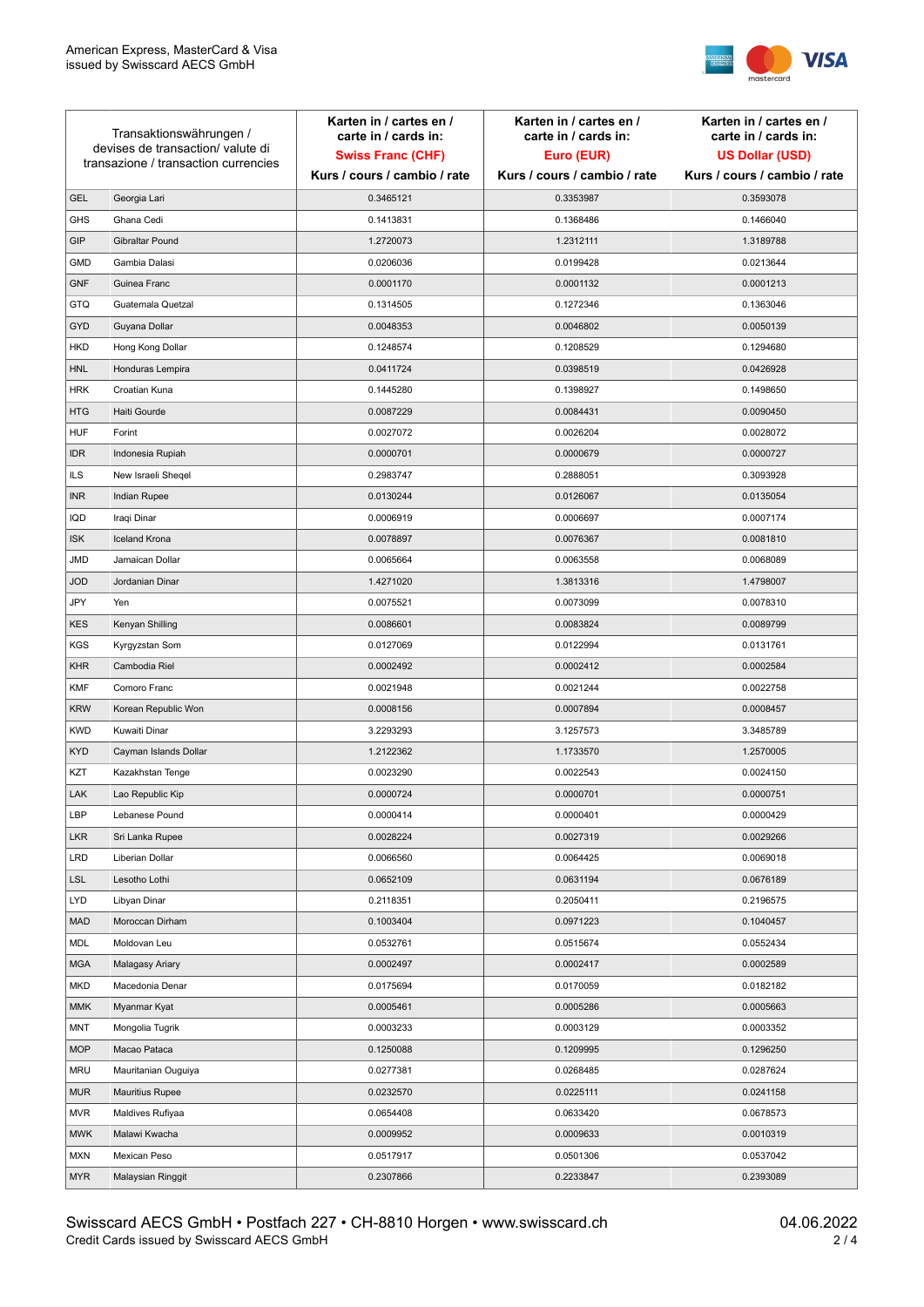| Transaktionswährungen / devises de transaction/ valute di transazione / transaction currencies | | Karten in / cartes en / carte in / cards in: **Swiss Franc (CHF)** Kurs / cours / cambio / rate | Karten in / cartes en / carte in / cards in: **Euro (EUR)** Kurs / cours / cambio / rate | Karten in / cartes en / carte in / cards in: **US Dollar (USD)** Kurs / cours / cambio / rate |
|---|---|---|---|---|
| GEL | Georgia Lari | 0.3465121 | 0.3353987 | 0.3593078 |
| GHS | Ghana Cedi | 0.1413831 | 0.1368486 | 0.1466040 |
| GIP | Gibraltar Pound | 1.2720073 | 1.2312111 | 1.3189788 |
| GMD | Gambia Dalasi | 0.0206036 | 0.0199428 | 0.0213644 |
| GNF | Guinea Franc | 0.0001170 | 0.0001132 | 0.0001213 |
| GTQ | Guatemala Quetzal | 0.1314505 | 0.1272346 | 0.1363046 |
| GYD | Guyana Dollar | 0.0048353 | 0.0046802 | 0.0050139 |
| HKD | Hong Kong Dollar | 0.1248574 | 0.1208529 | 0.1294680 |
| HNL | Honduras Lempira | 0.0411724 | 0.0398519 | 0.0426928 |
| HRK | Croatian Kuna | 0.1445280 | 0.1398927 | 0.1498650 |
| HTG | Haiti Gourde | 0.0087229 | 0.0084431 | 0.0090450 |
| HUF | Forint | 0.0027072 | 0.0026204 | 0.0028072 |
| IDR | Indonesia Rupiah | 0.0000701 | 0.0000679 | 0.0000727 |
| ILS | New Israeli Sheqel | 0.2983747 | 0.2888051 | 0.3093928 |
| INR | Indian Rupee | 0.0130244 | 0.0126067 | 0.0135054 |
| IQD | Iraqi Dinar | 0.0006919 | 0.0006697 | 0.0007174 |
| ISK | Iceland Krona | 0.0078897 | 0.0076367 | 0.0081810 |
| JMD | Jamaican Dollar | 0.0065664 | 0.0063558 | 0.0068089 |
| JOD | Jordanian Dinar | 1.4271020 | 1.3813316 | 1.4798007 |
| JPY | Yen | 0.0075521 | 0.0073099 | 0.0078310 |
| KES | Kenyan Shilling | 0.0086601 | 0.0083824 | 0.0089799 |
| KGS | Kyrgyzstan Som | 0.0127069 | 0.0122994 | 0.0131761 |
| KHR | Cambodia Riel | 0.0002492 | 0.0002412 | 0.0002584 |
| KMF | Comoro Franc | 0.0021948 | 0.0021244 | 0.0022758 |
| KRW | Korean Republic Won | 0.0008156 | 0.0007894 | 0.0008457 |
| KWD | Kuwaiti Dinar | 3.2293293 | 3.1257573 | 3.3485789 |
| KYD | Cayman Islands Dollar | 1.2122362 | 1.1733570 | 1.2570005 |
| KZT | Kazakhstan Tenge | 0.0023290 | 0.0022543 | 0.0024150 |
| LAK | Lao Republic Kip | 0.0000724 | 0.0000701 | 0.0000751 |
| LBP | Lebanese Pound | 0.0000414 | 0.0000401 | 0.0000429 |
| LKR | Sri Lanka Rupee | 0.0028224 | 0.0027319 | 0.0029266 |
| LRD | Liberian Dollar | 0.0066560 | 0.0064425 | 0.0069018 |
| LSL | Lesotho Lothi | 0.0652109 | 0.0631194 | 0.0676189 |
| LYD | Libyan Dinar | 0.2118351 | 0.2050411 | 0.2196575 |
| MAD | Moroccan Dirham | 0.1003404 | 0.0971223 | 0.1040457 |
| MDL | Moldovan Leu | 0.0532761 | 0.0515674 | 0.0552434 |
| MGA | Malagasy Ariary | 0.0002497 | 0.0002417 | 0.0002589 |
| MKD | Macedonia Denar | 0.0175694 | 0.0170059 | 0.0182182 |
| MMK | Myanmar Kyat | 0.0005461 | 0.0005286 | 0.0005663 |
| MNT | Mongolia Tugrik | 0.0003233 | 0.0003129 | 0.0003352 |
| MOP | Macao Pataca | 0.1250088 | 0.1209995 | 0.1296250 |
| MRU | Mauritanian Ouguiya | 0.0277381 | 0.0268485 | 0.0287624 |
| MUR | Mauritius Rupee | 0.0232570 | 0.0225111 | 0.0241158 |
| MVR | Maldives Rufiyaa | 0.0654408 | 0.0633420 | 0.0678573 |
| MWK | Malawi Kwacha | 0.0009952 | 0.0009633 | 0.0010319 |
| MXN | Mexican Peso | 0.0517917 | 0.0501306 | 0.0537042 |
| MYR | Malaysian Ringgit | 0.2307866 | 0.2233847 | 0.2393089 |

Swisscard AECS GmbH • Postfach 227 • CH-8810 Horgen • www.swisscard.ch
Credit Cards issued by Swisscard AECS GmbH

04.06.2022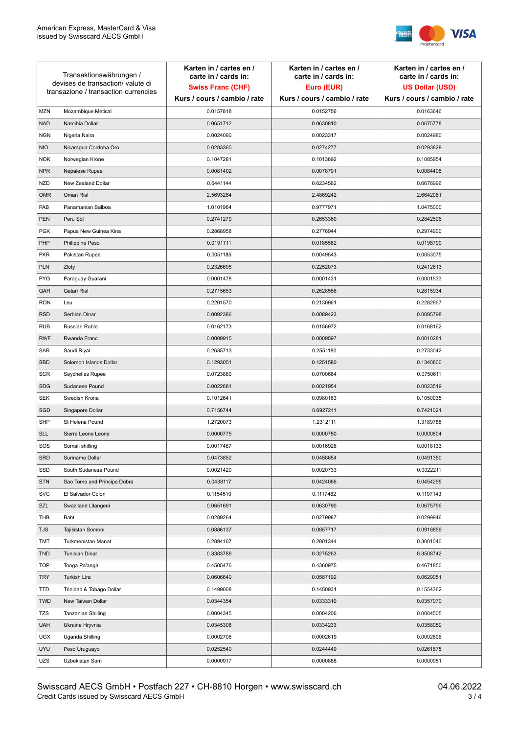| Transaktionswährungen / devises de transaction/ valute di transazione / transaction currencies | | Karten in / cartes en / carte in / cards in: **Swiss Franc (CHF)** Kurs / cours / cambio / rate | Karten in / cartes en / carte in / cards in: **Euro (EUR)** Kurs / cours / cambio / rate | Karten in / cartes en / carte in / cards in: **US Dollar (USD)** Kurs / cours / cambio / rate |
|---|---|---|---|---|
| MZN | Mozambique Metical | 0.0157818 | 0.0152756 | 0.0163646 |
| NAD | Namibia Dollar | 0.0651712 | 0.0630810 | 0.0675778 |
| NGN | Nigeria Naira | 0.0024090 | 0.0023317 | 0.0024980 |
| NIO | Nicaragua Cordoba Oro | 0.0283365 | 0.0274277 | 0.0293829 |
| NOK | Norwegian Krone | 0.1047281 | 0.1013692 | 0.1085954 |
| NPR | Nepalese Rupee | 0.0081402 | 0.0078791 | 0.0084408 |
| NZD | New Zealand Dollar | 0.6441144 | 0.6234562 | 0.6678996 |
| OMR | Oman Rial | 2.5693284 | 2.4869242 | 2.6642061 |
| PAB | Panamanian Balboa | 1.0101964 | 0.9777971 | 1.0475000 |
| PEN | Peru Sol | 0.2741279 | 0.2653360 | 0.2842506 |
| PGK | Papua New Guinea Kina | 0.2868958 | 0.2776944 | 0.2974900 |
| PHP | Philippine Peso | 0.0191711 | 0.0185562 | 0.0198790 |
| PKR | Pakistan Rupee | 0.0051185 | 0.0049543 | 0.0053075 |
| PLN | Zloty | 0.2326695 | 0.2252073 | 0.2412613 |
| PYG | Paraguay Guarani | 0.0001478 | 0.0001431 | 0.0001533 |
| QAR | Qatari Rial | 0.2715653 | 0.2628556 | 0.2815934 |
| RON | Leu | 0.2201570 | 0.2130961 | 0.2282867 |
| RSD | Serbian Dinar | 0.0092386 | 0.0089423 | 0.0095798 |
| RUB | Russian Ruble | 0.0162173 | 0.0156972 | 0.0168162 |
| RWF | Rwanda Franc | 0.0009915 | 0.0009597 | 0.0010281 |
| SAR | Saudi Riyal | 0.2635713 | 0.2551180 | 0.2733042 |
| SBD | Solomon Islands Dollar | 0.1293051 | 0.1251580 | 0.1340800 |
| SCR | Seychelles Rupee | 0.0723880 | 0.0700664 | 0.0750611 |
| SDG | Sudanese Pound | 0.0022681 | 0.0021954 | 0.0023519 |
| SEK | Swedish Krona | 0.1012641 | 0.0980163 | 0.1050035 |
| SGD | Singapore Dollar | 0.7156744 | 0.6927211 | 0.7421021 |
| SHP | St Helena Pound | 1.2720073 | 1.2312111 | 1.3189788 |
| SLL | Sierra Leone Leone | 0.0000775 | 0.0000750 | 0.0000804 |
| SOS | Somali shilling | 0.0017487 | 0.0016926 | 0.0018133 |
| SRD | Suriname Dollar | 0.0473852 | 0.0458654 | 0.0491350 |
| SSD | South Sudanese Pound | 0.0021420 | 0.0020733 | 0.0022211 |
| STN | Sao Tome and Principe Dobra | 0.0438117 | 0.0424066 | 0.0454295 |
| SVC | El Salvador Colon | 0.1154510 | 0.1117482 | 0.1197143 |
| SZL | Swaziland Lilangeni | 0.0651691 | 0.0630790 | 0.0675756 |
| THB | Baht | 0.0289264 | 0.0279987 | 0.0299946 |
| TJS | Tajikistan Somoni | 0.0886137 | 0.0857717 | 0.0918859 |
| TMT | Turkmenistan Manat | 0.2894167 | 0.2801344 | 0.3001040 |
| TND | Tunisian Dinar | 0.3383789 | 0.3275263 | 0.3508742 |
| TOP | Tonga Pa'anga | 0.4505476 | 0.4360975 | 0.4671850 |
| TRY | Turkish Lira | 0.0606649 | 0.0587192 | 0.0629051 |
| TTD | Trinidad & Tobago Dollar | 0.1499008 | 0.1450931 | 0.1554362 |
| TWD | New Taiwan Dollar | 0.0344354 | 0.0333310 | 0.0357070 |
| TZS | Tanzanian Shilling | 0.0004345 | 0.0004206 | 0.0004505 |
| UAH | Ukraine Hryvnia | 0.0345308 | 0.0334233 | 0.0358059 |
| UGX | Uganda Shilling | 0.0002706 | 0.0002619 | 0.0002806 |
| UYU | Peso Uruguayo | 0.0252549 | 0.0244449 | 0.0261875 |
| UZS | Uzbekistan Sum | 0.0000917 | 0.0000888 | 0.0000951 |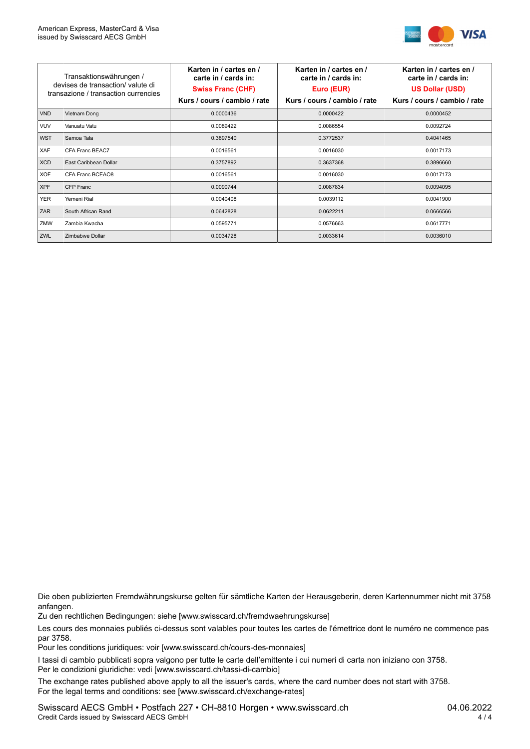| Transaktionswährungen / devises de transaction/ valute di transazione / transaction currencies | | Karten in / cartes en / carte in / cards in: Swiss Franc (CHF) Kurs / cours / cambio / rate | Karten in / cartes en / carte in / cards in: Euro (EUR) Kurs / cours / cambio / rate | Karten in / cartes en / carte in / cards in: US Dollar (USD) Kurs / cours / cambio / rate |
|---|---|---|---|---|
| VND | Vietnam Dong | 0.0000436 | 0.0000422 | 0.0000452 |
| VUV | Vanuatu Vatu | 0.0089422 | 0.0086554 | 0.0092724 |
| WST | Samoa Tala | 0.3897540 | 0.3772537 | 0.4041465 |
| XAF | CFA Franc BEAC7 | 0.0016561 | 0.0016030 | 0.0017173 |
| XCD | East Caribbean Dollar | 0.3757892 | 0.3637368 | 0.3896660 |
| XOF | CFA Franc BCEAO8 | 0.0016561 | 0.0016030 | 0.0017173 |
| XPF | CFP Franc | 0.0090744 | 0.0087834 | 0.0094095 |
| YER | Yemeni Rial | 0.0040408 | 0.0039112 | 0.0041900 |
| ZAR | South African Rand | 0.0642828 | 0.0622211 | 0.0666566 |
| ZMW | Zambia Kwacha | 0.0595771 | 0.0576663 | 0.0617771 |
| ZWL | Zimbabwe Dollar | 0.0034728 | 0.0033614 | 0.0036010 |

Die oben publizierten Fremdwährungskurse gelten für sämtliche Karten der Herausgeberin, deren Kartennummer nicht mit 3758 anfangen.
Zu den rechtlichen Bedingungen: siehe [www.swisscard.ch/fremdwaehrungskurse]

Les cours des monnaies publiés ci-dessus sont valables pour toutes les cartes de l'émettrice dont le numéro ne commence pas par 3758.
Pour les conditions juridiques: voir [www.swisscard.ch/cours-des-monnaies]

I tassi di cambio pubblicati sopra valgono per tutte le carte dell'emittente i cui numeri di carta non iniziano con 3758.
Per le condizioni giuridiche: vedi [www.swisscard.ch/tassi-di-cambio]

The exchange rates published above apply to all the issuer's cards, where the card number does not start with 3758.
For the legal terms and conditions: see [www.swisscard.ch/exchange-rates]

Swisscard AECS GmbH • Postfach 227 • CH-8810 Horgen • www.swisscard.ch
Credit Cards issued by Swisscard AECS GmbH

04.06.2022